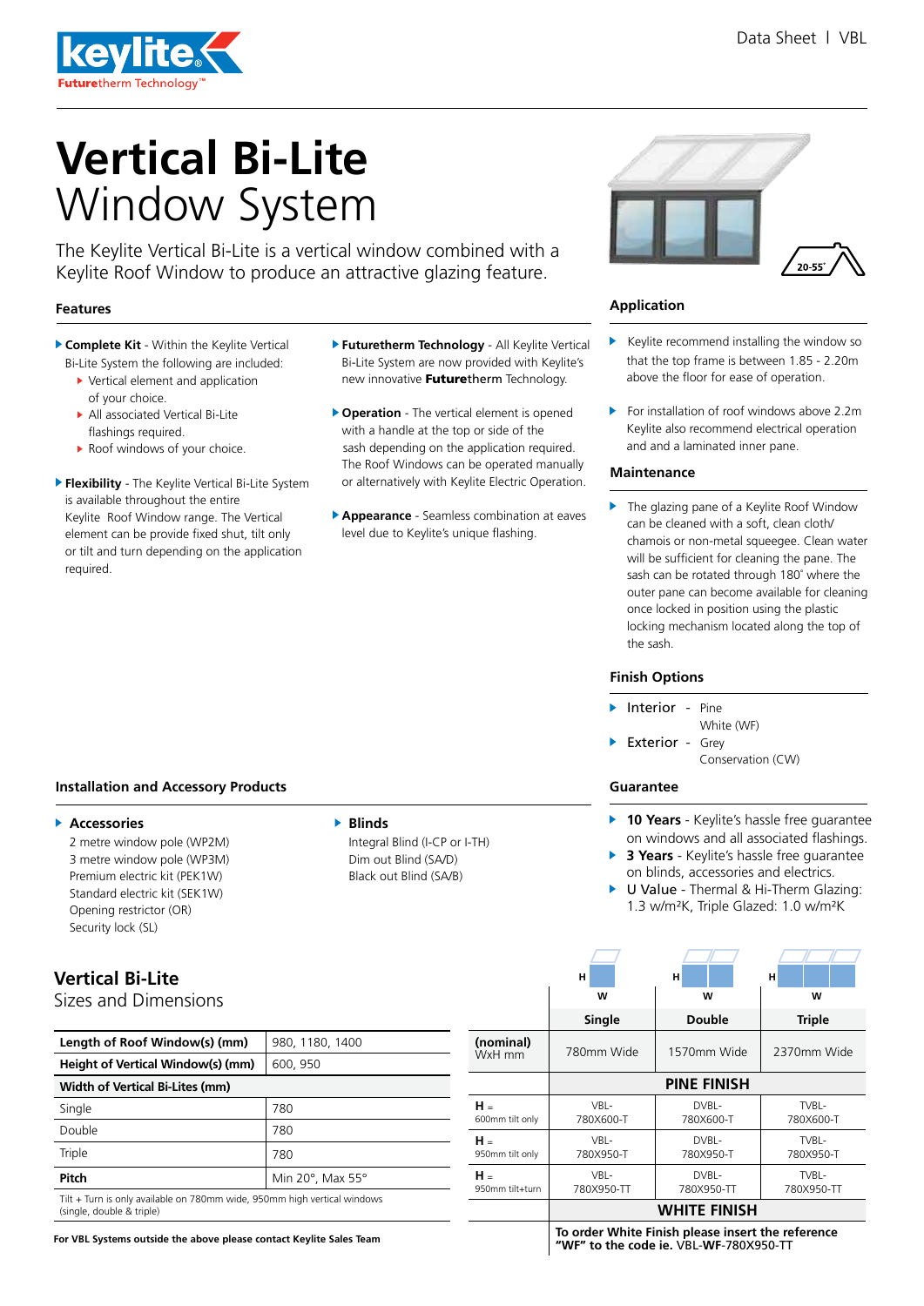keylite Futuretherm Technology™

Data Sheet | VBL

# Vertical Bi-Lite
# Window System

The Keylite Vertical Bi-Lite is a vertical window combined with a Keylite Roof Window to produce an attractive glazing feature.

20-55˚

## Features

- **Complete Kit** - Within the Keylite Vertical Bi-Lite System the following are included:
  - Vertical element and application of your choice.
  - All associated Vertical Bi-Lite flashings required.
  - Roof windows of your choice.
- **Flexibility** - The Keylite Vertical Bi-Lite System is available throughout the entire Keylite Roof Window range. The Vertical element can be provide fixed shut, tilt only or tilt and turn depending on the application required.
- **Futuretherm Technology** - All Keylite Vertical Bi-Lite System are now provided with Keylite's new innovative **Future**therm Technology.
- **Operation** - The vertical element is opened with a handle at the top or side of the sash depending on the application required. The Roof Windows can be operated manually or alternatively with Keylite Electric Operation.
- **Appearance** - Seamless combination at eaves level due to Keylite's unique flashing.

## Application

- Keylite recommend installing the window so that the top frame is between 1.85 - 2.20m above the floor for ease of operation.
- For installation of roof windows above 2.2m Keylite also recommend electrical operation and and a laminated inner pane.

## Maintenance

- The glazing pane of a Keylite Roof Window can be cleaned with a soft, clean cloth/ chamois or non-metal squeegee. Clean water will be sufficient for cleaning the pane. The sash can be rotated through 180˚ where the outer pane can become available for cleaning once locked in position using the plastic locking mechanism located along the top of the sash.

## Finish Options

- Interior - Pine
  White (WF)
- Exterior - Grey
  Conservation (CW)

## Installation and Accessory Products

- **Accessories**
  2 metre window pole (WP2M)
  3 metre window pole (WP3M)
  Premium electric kit (PEK1W)
  Standard electric kit (SEK1W)
  Opening restrictor (OR)
  Security lock (SL)
- **Blinds**
  Integral Blind (I-CP or I-TH)
  Dim out Blind (SA/D)
  Black out Blind (SA/B)

## Guarantee

- **10 Years** - Keylite's hassle free guarantee on windows and all associated flashings.
- **3 Years** - Keylite's hassle free guarantee on blinds, accessories and electrics.
- U Value - Thermal & Hi-Therm Glazing: 1.3 w/m²K, Triple Glazed: 1.0 w/m²K

## Vertical Bi-Lite
Sizes and Dimensions

| Length of Roof Window(s) (mm) | 980, 1180, 1400 |
|---|---|
| **Height of Vertical Window(s) (mm)** | 600, 950 |
| **Width of Vertical Bi-Lites (mm)** | |
| Single | 780 |
| Double | 780 |
| Triple | 780 |
| **Pitch** | Min 20°, Max 55° |

Tilt + Turn is only available on 780mm wide, 950mm high vertical windows (single, double & triple)

**For VBL Systems outside the above please contact Keylite Sales Team**

| | Single | Double | Triple |
|---|---|---|---|
| **(nominal)** WxH mm | 780mm Wide | 1570mm Wide | 2370mm Wide |
| | **PINE FINISH** | | |
| **H** = 600mm tilt only | VBL-780X600-T | DVBL-780X600-T | TVBL-780X600-T |
| **H** = 950mm tilt only | VBL-780X950-T | DVBL-780X950-T | TVBL-780X950-T |
| **H** = 950mm tilt+turn | VBL-780X950-TT | DVBL-780X950-TT | TVBL-780X950-TT |
| | **WHITE FINISH** | | |
| | **To order White Finish please insert the reference "WF" to the code ie. VBL-WF-780X950-TT** | | |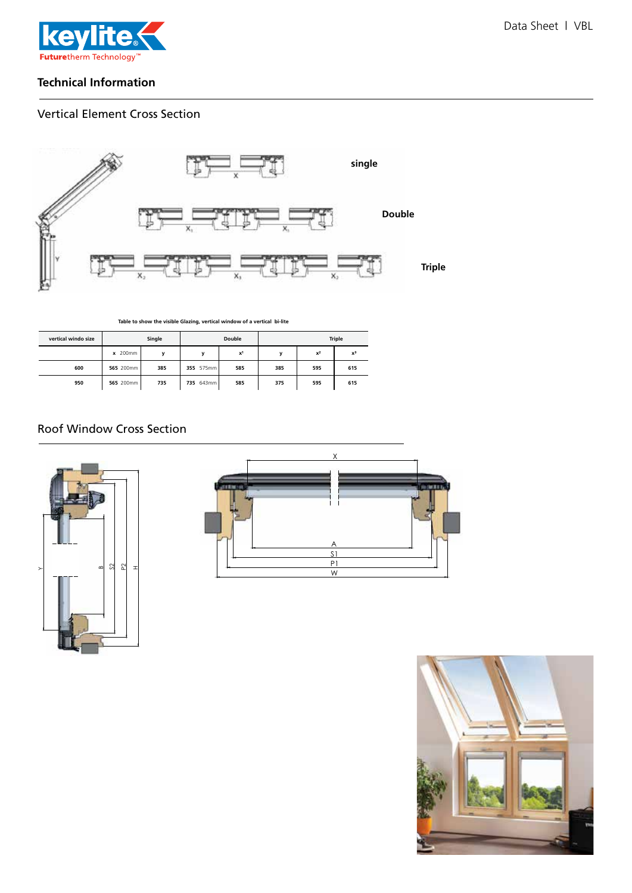## Technical Information

### Vertical Element Cross Section

single

Double

Triple

Table to show the visible Glazing, vertical window of a vertical bi-lite

| vertical windo size | Single | | Double | | Triple | | |
|---|---|---|---|---|---|---|---|
| | x 200mm | y | y | x¹ | y | x² | x³ |
| 600 | 565 200mm | 385 | 355 575mm | 585 | 385 | 595 | 615 |
| 950 | 565 200mm | 735 | 735 643mm | 585 | 375 | 595 | 615 |

### Roof Window Cross Section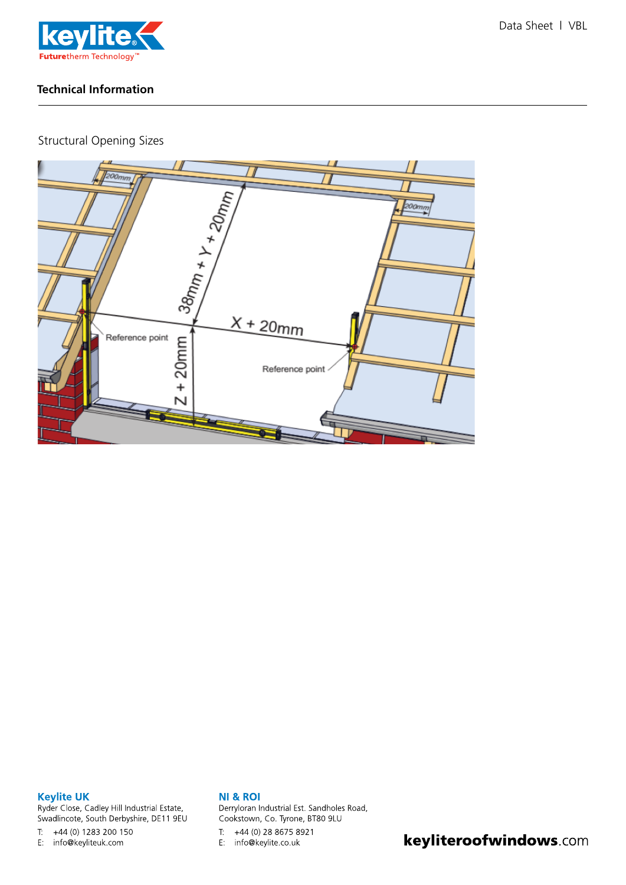## Technical Information

Structural Opening Sizes

200mm

200mm

38mm + Y + 20mm

X + 20mm

Reference point

Reference point

Z + 20mm

**Keylite UK**
Ryder Close, Cadley Hill Industrial Estate,
Swadlincote, South Derbyshire, DE11 9EU
T: +44 (0) 1283 200 150
E: info@keyliteuk.com

**NI & ROI**
Derryloran Industrial Est. Sandholes Road,
Cookstown, Co. Tyrone, BT80 9LU
T: +44 (0) 28 8675 8921
E: info@keylite.co.uk

**keyliteroofwindows**.com